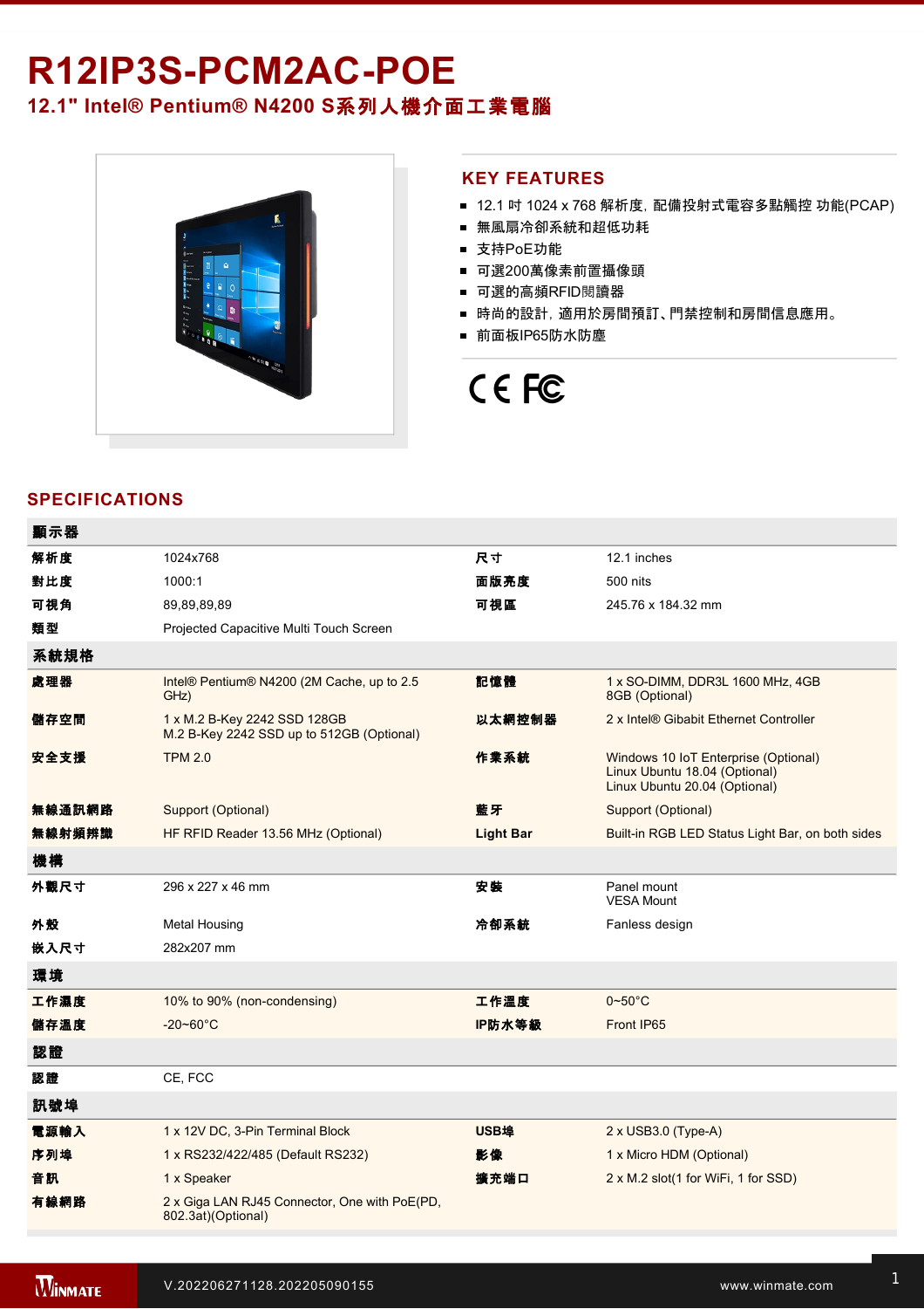# R12IP3S-PCM2AC-POE

## 12.1" Intel® Pentium® N4200 S系列人機介面工業電腦

## KEY FEATURES

- 12.1 吋 1024 x 768 解析度，配備投射式電容多點觸控 功能(PCAP)
- 無風扇冷卻系統和超低功耗
- 支持PoE功能
- 可選200萬像素前置攝像頭
- 可選的高頻RFID閱讀器
- 時尚的設計，適用於房間預訂、門禁控制和房間信息應用。
- 前面板IP65防水防塵

## SPECIFICATIONS

| 顯示器 | | | |
|---|---|---|---|
| 解析度 | 1024x768 | 尺寸 | 12.1 inches |
| 對比度 | 1000:1 | 面版亮度 | 500 nits |
| 可視角 | 89,89,89,89 | 可視區 | 245.76 x 184.32 mm |
| 類型 | Projected Capacitive Multi Touch Screen | | |

| 系統規格 | | | |
|---|---|---|---|
| 處理器 | Intel® Pentium® N4200 (2M Cache, up to 2.5 GHz) | 記憶體 | 1 x SO-DIMM, DDR3L 1600 MHz, 4GB<br>8GB (Optional) |
| 儲存空間 | 1 x M.2 B-Key 2242 SSD 128GB<br>M.2 B-Key 2242 SSD up to 512GB (Optional) | 以太網控制器 | 2 x Intel® Gibabit Ethernet Controller |
| 安全支援 | TPM 2.0 | 作業系統 | Windows 10 IoT Enterprise (Optional)<br>Linux Ubuntu 18.04 (Optional)<br>Linux Ubuntu 20.04 (Optional) |
| 無線通訊網路 | Support (Optional) | 藍牙 | Support (Optional) |
| 無線射頻辨識 | HF RFID Reader 13.56 MHz (Optional) | Light Bar | Built-in RGB LED Status Light Bar, on both sides |

| 機構 | | | |
|---|---|---|---|
| 外觀尺寸 | 296 x 227 x 46 mm | 安裝 | Panel mount<br>VESA Mount |
| 外殼 | Metal Housing | 冷卻系統 | Fanless design |
| 嵌入尺寸 | 282x207 mm | | |

| 環境 | | | |
|---|---|---|---|
| 工作濕度 | 10% to 90% (non-condensing) | 工作溫度 | 0~50°C |
| 儲存溫度 | -20~60°C | IP防水等級 | Front IP65 |

| 認證 | | | |
|---|---|---|---|
| 認證 | CE, FCC | | |

| 訊號埠 | | | |
|---|---|---|---|
| 電源輸入 | 1 x 12V DC, 3-Pin Terminal Block | USB埠 | 2 x USB3.0 (Type-A) |
| 序列埠 | 1 x RS232/422/485 (Default RS232) | 影像 | 1 x Micro HDM (Optional) |
| 音訊 | 1 x Speaker | 擴充端口 | 2 x M.2 slot(1 for WiFi, 1 for SSD) |
| 有線網路 | 2 x Giga LAN RJ45 Connector, One with PoE(PD, 802.3at)(Optional) | | |

V.202206271128.202205090155

www.winmate.com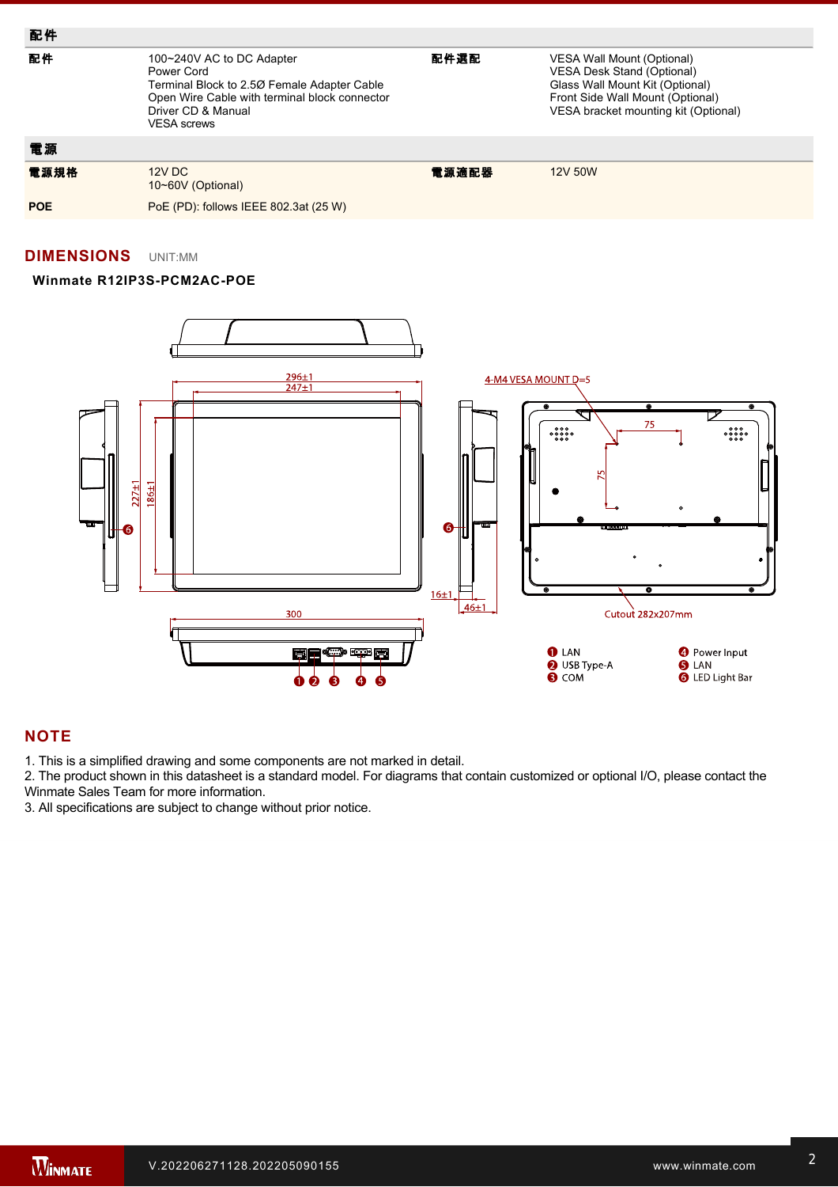## 配件

| | | | |
|---|---|---|---|
| **配件** | 100~240V AC to DC Adapter<br>Power Cord<br>Terminal Block to 2.5Ø Female Adapter Cable<br>Open Wire Cable with terminal block connector<br>Driver CD & Manual<br>VESA screws | **配件選配** | VESA Wall Mount (Optional)<br>VESA Desk Stand (Optional)<br>Glass Wall Mount Kit (Optional)<br>Front Side Wall Mount (Optional)<br>VESA bracket mounting kit (Optional) |

## 電源

| | | | |
|---|---|---|---|
| **電源規格** | 12V DC<br>10~60V (Optional) | **電源適配器** | 12V 50W |
| **POE** | PoE (PD): follows IEEE 802.3at (25 W) | | |

## DIMENSIONS

UNIT:MM

**Winmate R12IP3S-PCM2AC-POE**

296±1
247±1
227±1
186±1
4-M4 VESA MOUNT D=5
75
75
16±1
46±1
300
Cutout 282x207mm

1. LAN
2. USB Type-A
3. COM
4. Power Input
5. LAN
6. LED Light Bar

## NOTE

1. This is a simplified drawing and some components are not marked in detail.
2. The product shown in this datasheet is a standard model. For diagrams that contain customized or optional I/O, please contact the Winmate Sales Team for more information.
3. All specifications are subject to change without prior notice.